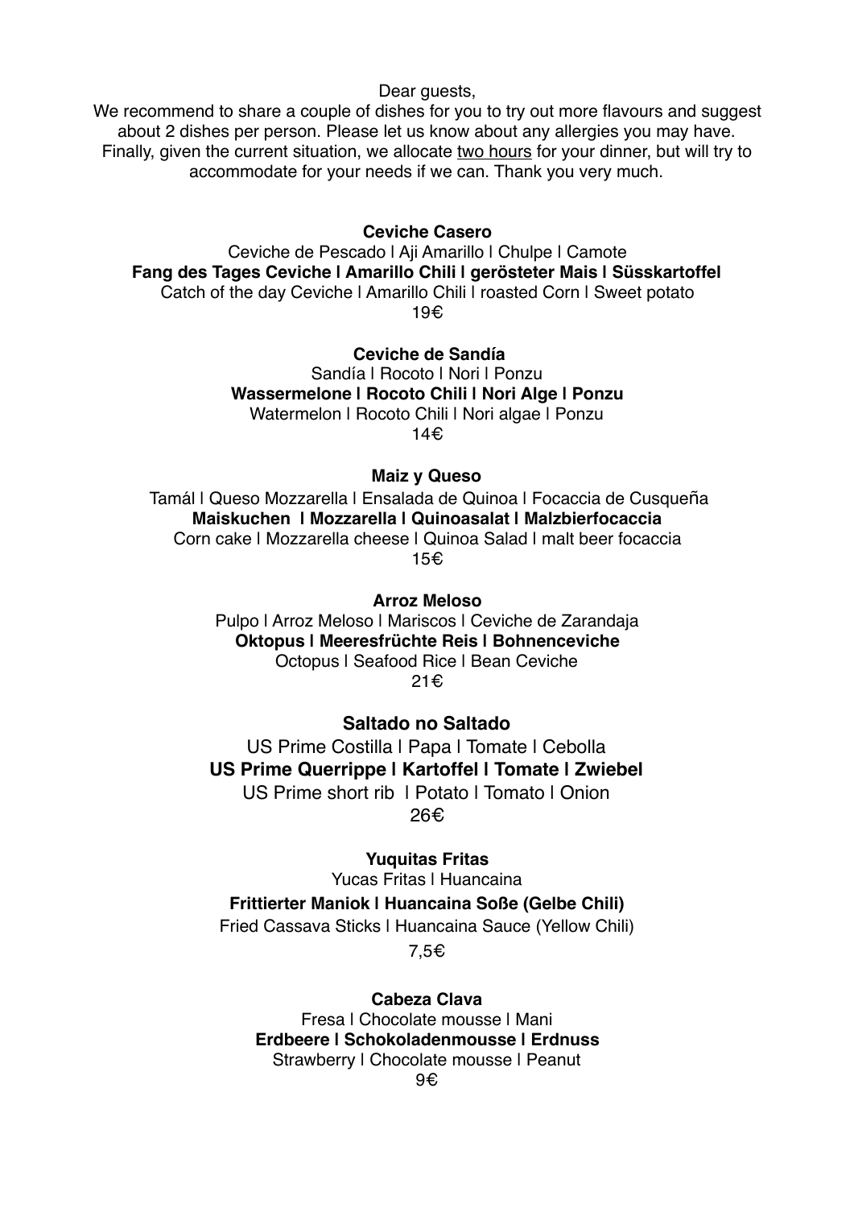Dear guests,
We recommend to share a couple of dishes for you to try out more flavours and suggest about 2 dishes per person. Please let us know about any allergies you may have. Finally, given the current situation, we allocate two hours for your dinner, but will try to accommodate for your needs if we can. Thank you very much.

**Ceviche Casero**
Ceviche de Pescado l Aji Amarillo l Chulpe l Camote
**Fang des Tages Ceviche l Amarillo Chili l gerösteter Mais l Süsskartoffel**
Catch of the day Ceviche l Amarillo Chili l roasted Corn l Sweet potato
19€

**Ceviche de Sandía**
Sandía l Rocoto l Nori l Ponzu
**Wassermelone l Rocoto Chili l Nori Alge l Ponzu**
Watermelon l Rocoto Chili l Nori algae l Ponzu
14€

**Maiz y Queso**
Tamál l Queso Mozzarella l Ensalada de Quinoa l Focaccia de Cusqueña
**Maiskuchen l Mozzarella l Quinoasalat l Malzbierfocaccia**
Corn cake l Mozzarella cheese l Quinoa Salad l malt beer focaccia
15€

**Arroz Meloso**
Pulpo l Arroz Meloso l Mariscos l Ceviche de Zarandaja
**Oktopus l Meeresfrüchte Reis l Bohnenceviche**
Octopus l Seafood Rice l Bean Ceviche
21€

**Saltado no Saltado**
US Prime Costilla l Papa l Tomate l Cebolla
**US Prime Querrippe l Kartoffel l Tomate l Zwiebel**
US Prime short rib l Potato l Tomato l Onion
26€

**Yuquitas Fritas**
Yucas Fritas l Huancaina
**Frittierter Maniok l Huancaina Soße (Gelbe Chili)**
Fried Cassava Sticks l Huancaina Sauce (Yellow Chili)
7,5€

**Cabeza Clava**
Fresa l Chocolate mousse l Mani
**Erdbeere l Schokoladenmousse l Erdnuss**
Strawberry l Chocolate mousse l Peanut
9€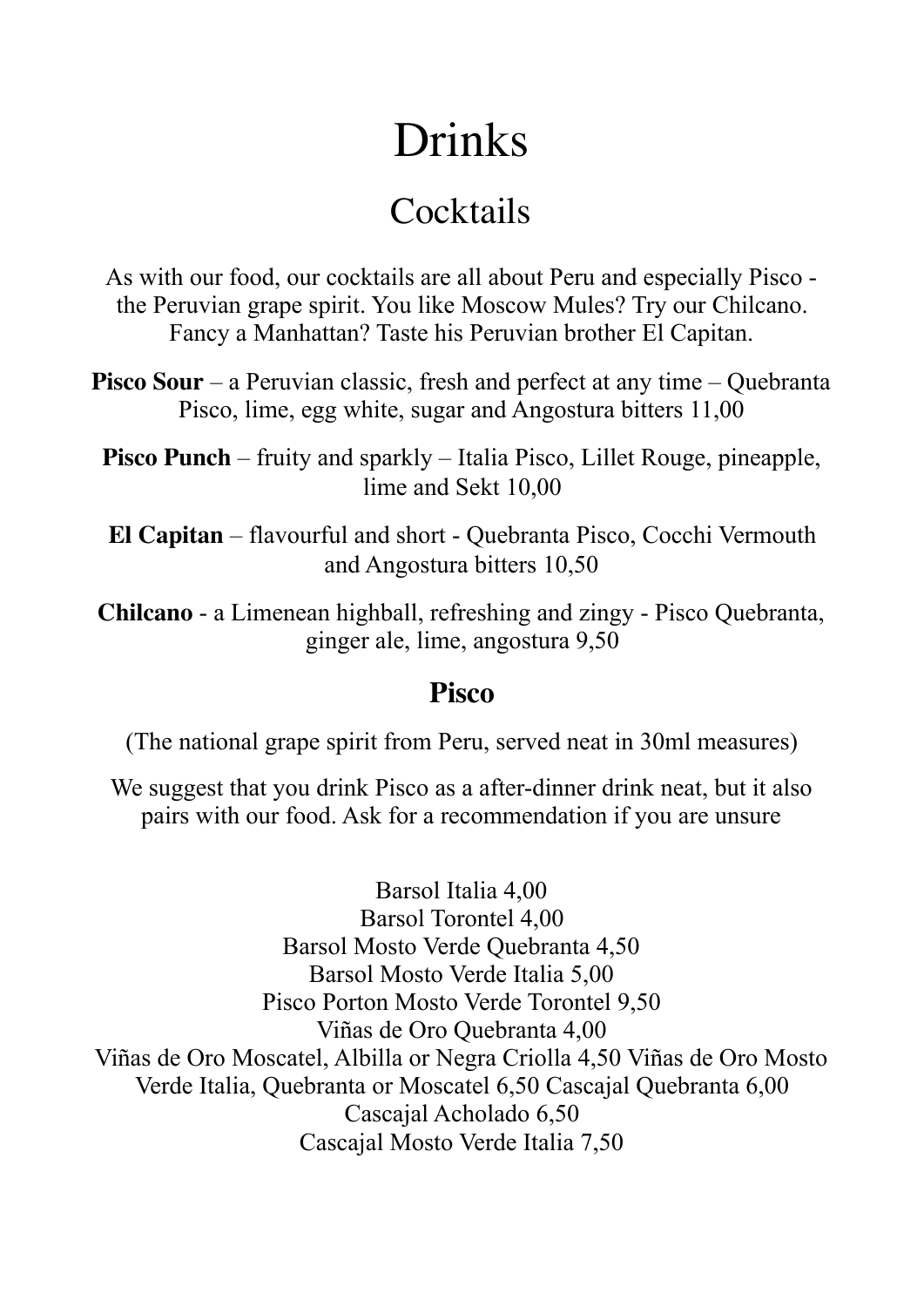# Drinks

## Cocktails

As with our food, our cocktails are all about Peru and especially Pisco - the Peruvian grape spirit. You like Moscow Mules? Try our Chilcano. Fancy a Manhattan? Taste his Peruvian brother El Capitan.

**Pisco Sour** – a Peruvian classic, fresh and perfect at any time – Quebranta Pisco, lime, egg white, sugar and Angostura bitters 11,00

**Pisco Punch** – fruity and sparkly – Italia Pisco, Lillet Rouge, pineapple, lime and Sekt 10,00

**El Capitan** – flavourful and short - Quebranta Pisco, Cocchi Vermouth and Angostura bitters 10,50

**Chilcano** - a Limenean highball, refreshing and zingy - Pisco Quebranta, ginger ale, lime, angostura 9,50

### Pisco

(The national grape spirit from Peru, served neat in 30ml measures)

We suggest that you drink Pisco as a after-dinner drink neat, but it also pairs with our food. Ask for a recommendation if you are unsure

Barsol Italia 4,00
Barsol Torontel 4,00
Barsol Mosto Verde Quebranta 4,50
Barsol Mosto Verde Italia 5,00
Pisco Porton Mosto Verde Torontel 9,50
Viñas de Oro Quebranta 4,00
Viñas de Oro Moscatel, Albilla or Negra Criolla 4,50 Viñas de Oro Mosto Verde Italia, Quebranta or Moscatel 6,50 Cascajal Quebranta 6,00
Cascajal Acholado 6,50
Cascajal Mosto Verde Italia 7,50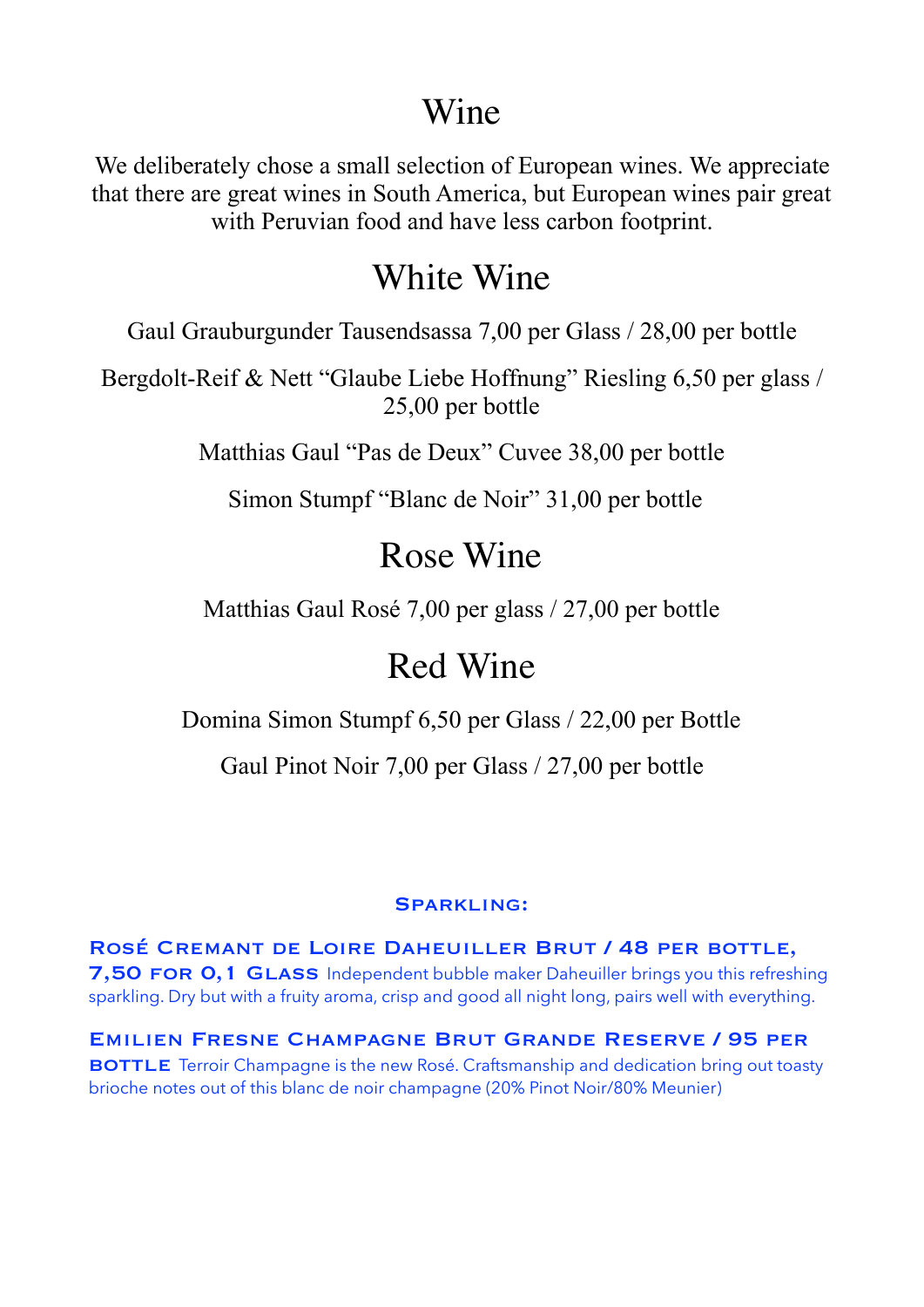# Wine

We deliberately chose a small selection of European wines. We appreciate that there are great wines in South America, but European wines pair great with Peruvian food and have less carbon footprint.

## White Wine

Gaul Grauburgunder Tausendsassa 7,00 per Glass / 28,00 per bottle

Bergdolt-Reif & Nett "Glaube Liebe Hoffnung" Riesling 6,50 per glass / 25,00 per bottle

Matthias Gaul "Pas de Deux" Cuvee 38,00 per bottle

Simon Stumpf "Blanc de Noir" 31,00 per bottle

## Rose Wine

Matthias Gaul Rosé 7,00 per glass / 27,00 per bottle

## Red Wine

Domina Simon Stumpf 6,50 per Glass / 22,00 per Bottle

Gaul Pinot Noir 7,00 per Glass / 27,00 per bottle

### Sparkling:

**Rosé Cremant de Loire Daheuiller Brut / 48 per bottle, 7,50 for 0,1 Glass** Independent bubble maker Daheuiller brings you this refreshing sparkling. Dry but with a fruity aroma, crisp and good all night long, pairs well with everything.

**Emilien Fresne Champagne Brut Grande Reserve / 95 per bottle** Terroir Champagne is the new Rosé. Craftsmanship and dedication bring out toasty brioche notes out of this blanc de noir champagne (20% Pinot Noir/80% Meunier)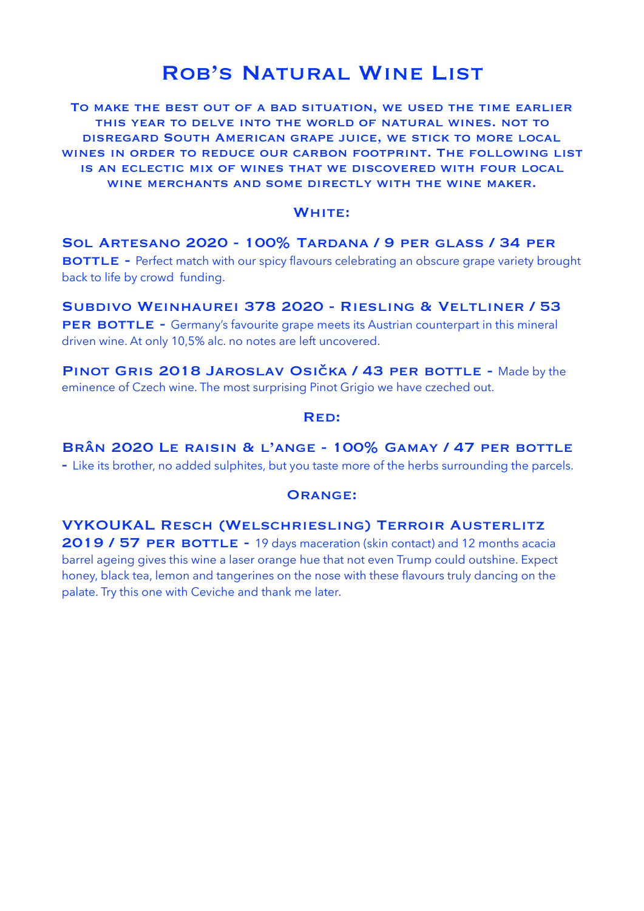# Rob's Natural Wine List

**To make the best out of a bad situation, we used the time earlier this year to delve into the world of natural wines. Not to disregard South American grape juice, we stick to more local wines in order to reduce our carbon footprint. The following list is an eclectic mix of wines that we discovered with four local wine merchants and some directly with the wine maker.**

## White:

**Sol Artesano 2020 - 100% Tardana / 9 per glass / 34 per bottle -** Perfect match with our spicy flavours celebrating an obscure grape variety brought back to life by crowd funding.

**Subdivo Weinhaurei 378 2020 - Riesling & Veltliner / 53 per bottle -** Germany's favourite grape meets its Austrian counterpart in this mineral driven wine. At only 10,5% alc. no notes are left uncovered.

**Pinot Gris 2018 Jaroslav Osička / 43 per bottle -** Made by the eminence of Czech wine. The most surprising Pinot Grigio we have czeched out.

## Red:

**Brân 2020 Le raisin & l'ange - 100% Gamay / 47 per bottle -** Like its brother, no added sulphites, but you taste more of the herbs surrounding the parcels.

## Orange:

**VYKOUKAL Resch (Welschriesling) Terroir Austerlitz 2019 / 57 per bottle -** 19 days maceration (skin contact) and 12 months acacia barrel ageing gives this wine a laser orange hue that not even Trump could outshine. Expect honey, black tea, lemon and tangerines on the nose with these flavours truly dancing on the palate. Try this one with Ceviche and thank me later.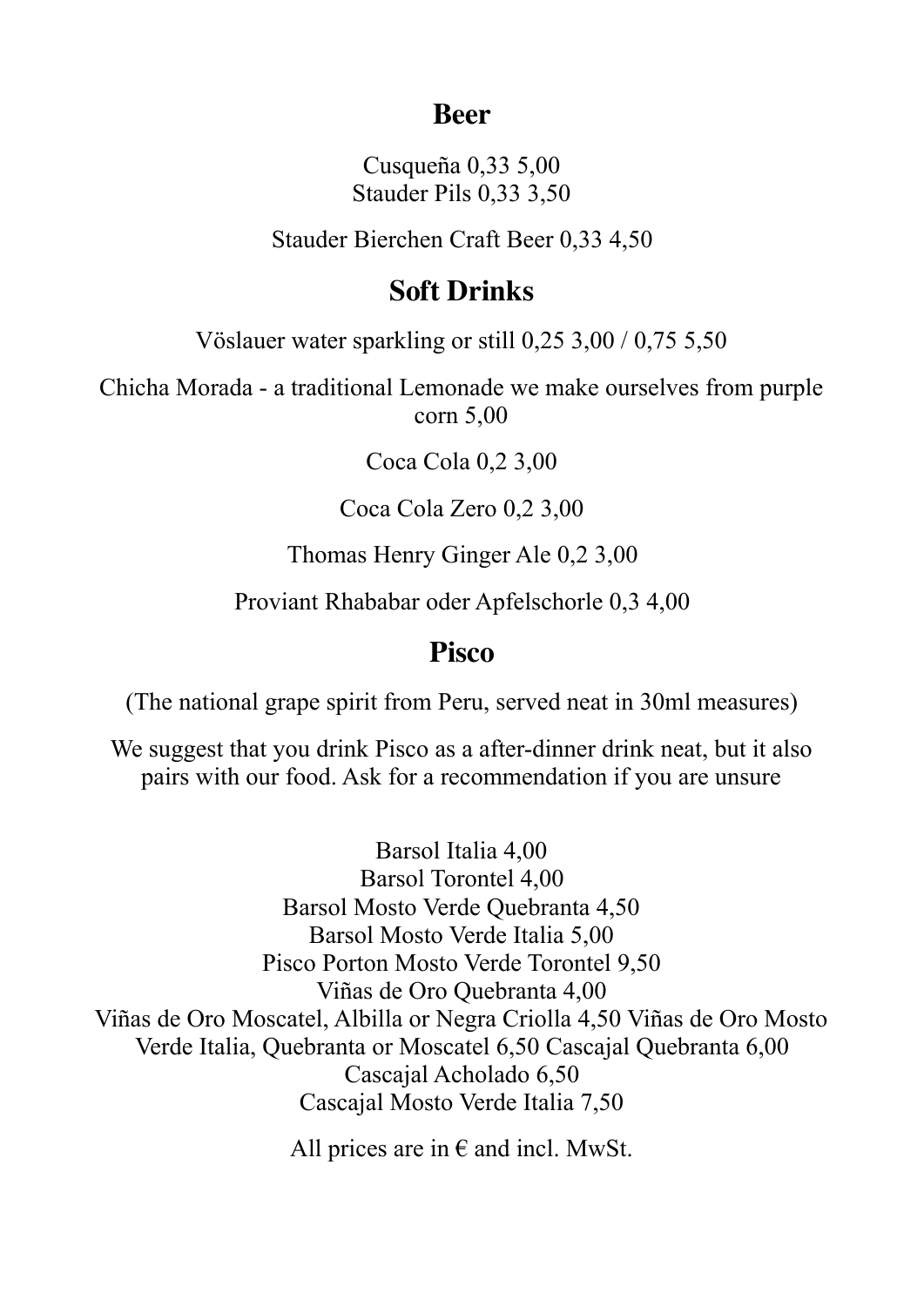## Beer

Cusqueña 0,33 5,00
Stauder Pils 0,33 3,50

Stauder Bierchen Craft Beer 0,33 4,50

## Soft Drinks

Vöslauer water sparkling or still 0,25 3,00 / 0,75 5,50

Chicha Morada - a traditional Lemonade we make ourselves from purple corn 5,00

Coca Cola 0,2 3,00

Coca Cola Zero 0,2 3,00

Thomas Henry Ginger Ale 0,2 3,00

Proviant Rhababar oder Apfelschorle 0,3 4,00

## Pisco

(The national grape spirit from Peru, served neat in 30ml measures)

We suggest that you drink Pisco as a after-dinner drink neat, but it also pairs with our food. Ask for a recommendation if you are unsure

Barsol Italia 4,00
Barsol Torontel 4,00
Barsol Mosto Verde Quebranta 4,50
Barsol Mosto Verde Italia 5,00
Pisco Porton Mosto Verde Torontel 9,50
Viñas de Oro Quebranta 4,00
Viñas de Oro Moscatel, Albilla or Negra Criolla 4,50 Viñas de Oro Mosto Verde Italia, Quebranta or Moscatel 6,50 Cascajal Quebranta 6,00
Cascajal Acholado 6,50
Cascajal Mosto Verde Italia 7,50

All prices are in € and incl. MwSt.